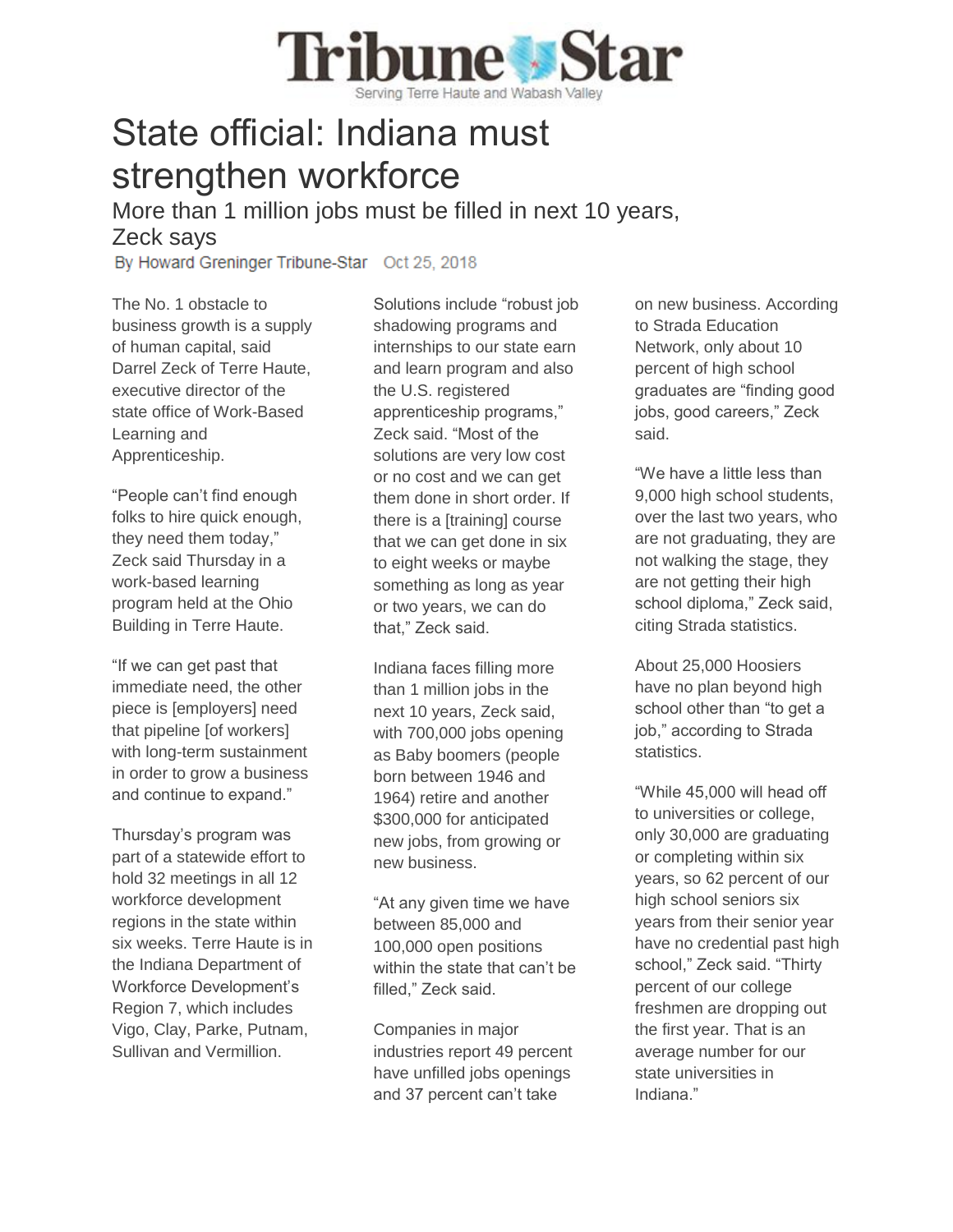# Tribune Star

Serving Terre Haute and Wabash Valley

# State official: Indiana must strengthen workforce

## More than 1 million jobs must be filled in next 10 years, Zeck says

By Howard Greninger Tribune-Star Oct 25, 2018

The No. 1 obstacle to business growth is a supply of human capital, said Darrel Zeck of Terre Haute, executive director of the state office of Work-Based Learning and Apprenticeship.

"People can't find enough folks to hire quick enough, they need them today," Zeck said Thursday in a work-based learning program held at the Ohio Building in Terre Haute.

"If we can get past that immediate need, the other piece is [employers] need that pipeline [of workers] with long-term sustainment in order to grow a business and continue to expand."

Thursday's program was part of a statewide effort to hold 32 meetings in all 12 workforce development regions in the state within six weeks. Terre Haute is in the Indiana Department of Workforce Development's Region 7, which includes Vigo, Clay, Parke, Putnam, Sullivan and Vermillion.

Solutions include "robust job shadowing programs and internships to our state earn and learn program and also the U.S. registered apprenticeship programs," Zeck said. "Most of the solutions are very low cost or no cost and we can get them done in short order. If there is a [training] course that we can get done in six to eight weeks or maybe something as long as year or two years, we can do that," Zeck said.

Indiana faces filling more than 1 million jobs in the next 10 years, Zeck said, with 700,000 jobs opening as Baby boomers (people born between 1946 and 1964) retire and another $300,000 for anticipated new jobs, from growing or new business.

"At any given time we have between 85,000 and 100,000 open positions within the state that can't be filled," Zeck said.

Companies in major industries report 49 percent have unfilled jobs openings and 37 percent can't take on new business. According to Strada Education Network, only about 10 percent of high school graduates are "finding good jobs, good careers," Zeck said.

"We have a little less than 9,000 high school students, over the last two years, who are not graduating, they are not walking the stage, they are not getting their high school diploma," Zeck said, citing Strada statistics.

About 25,000 Hoosiers have no plan beyond high school other than "to get a job," according to Strada statistics.

"While 45,000 will head off to universities or college, only 30,000 are graduating or completing within six years, so 62 percent of our high school seniors six years from their senior year have no credential past high school," Zeck said. "Thirty percent of our college freshmen are dropping out the first year. That is an average number for our state universities in Indiana."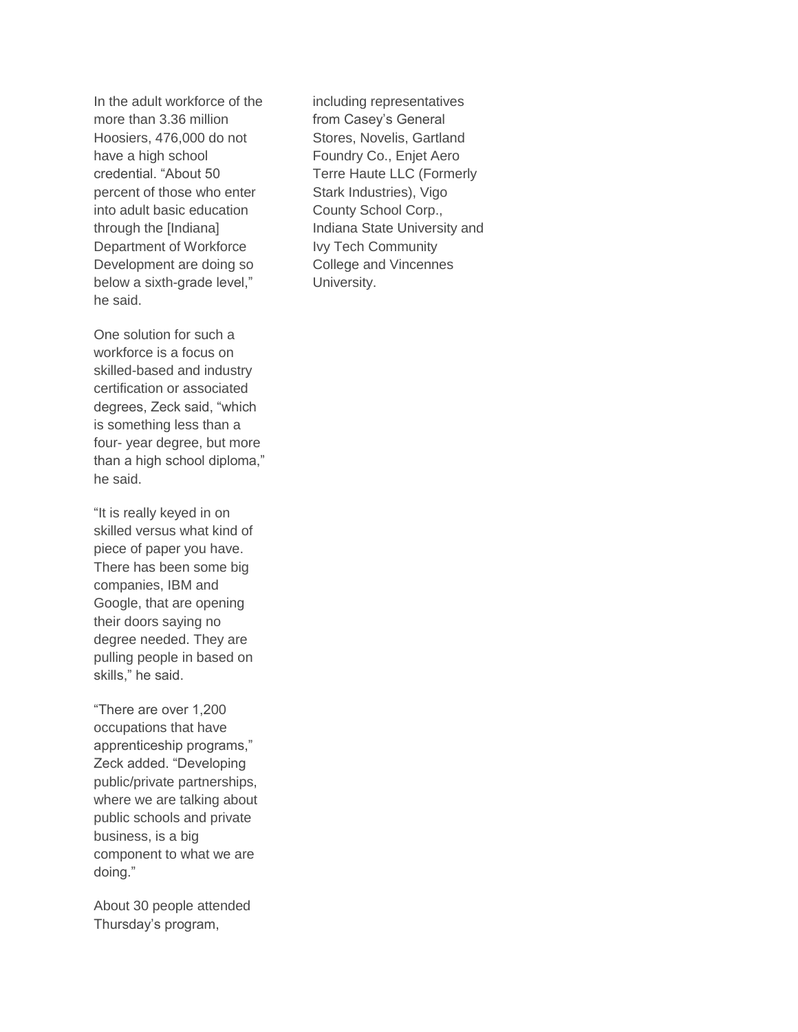In the adult workforce of the more than 3.36 million Hoosiers, 476,000 do not have a high school credential. "About 50 percent of those who enter into adult basic education through the [Indiana] Department of Workforce Development are doing so below a sixth-grade level," he said.

One solution for such a workforce is a focus on skilled-based and industry certification or associated degrees, Zeck said, "which is something less than a four- year degree, but more than a high school diploma," he said.

"It is really keyed in on skilled versus what kind of piece of paper you have. There has been some big companies, IBM and Google, that are opening their doors saying no degree needed. They are pulling people in based on skills," he said.

"There are over 1,200 occupations that have apprenticeship programs," Zeck added. "Developing public/private partnerships, where we are talking about public schools and private business, is a big component to what we are doing."

About 30 people attended Thursday's program, including representatives from Casey's General Stores, Novelis, Gartland Foundry Co., Enjet Aero Terre Haute LLC (Formerly Stark Industries), Vigo County School Corp., Indiana State University and Ivy Tech Community College and Vincennes University.